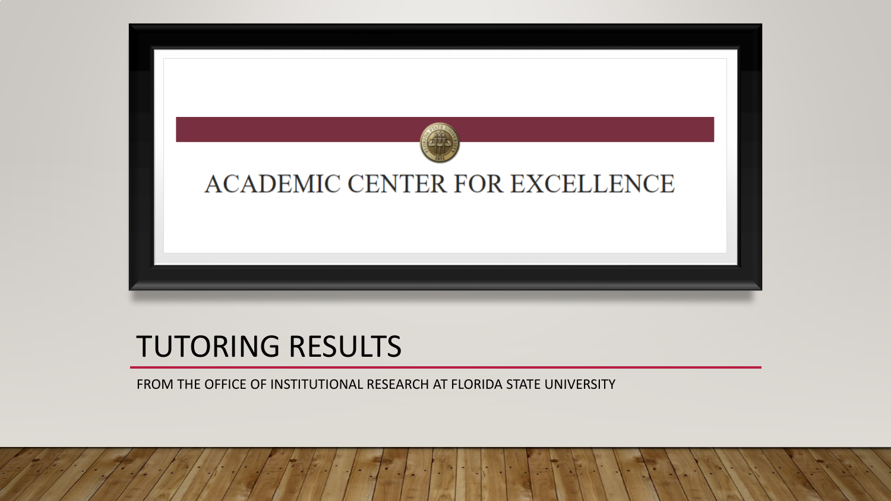ACADEMIC CENTER FOR EXCELLENCE

# TUTORING RESULTS

FROM THE OFFICE OF INSTITUTIONAL RESEARCH AT FLORIDA STATE UNIVERSITY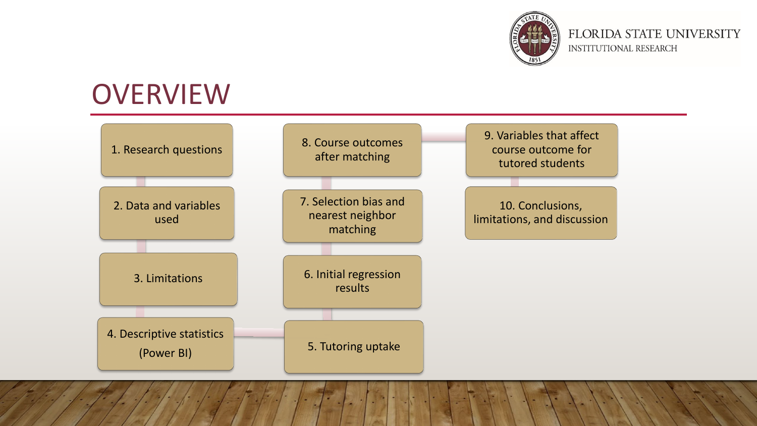# OVERVIEW

1. Research questions
2. Data and variables used
3. Limitations
4. Descriptive statistics (Power BI)
5. Tutoring uptake
6. Initial regression results
7. Selection bias and nearest neighbor matching
8. Course outcomes after matching
9. Variables that affect course outcome for tutored students
10. Conclusions, limitations, and discussion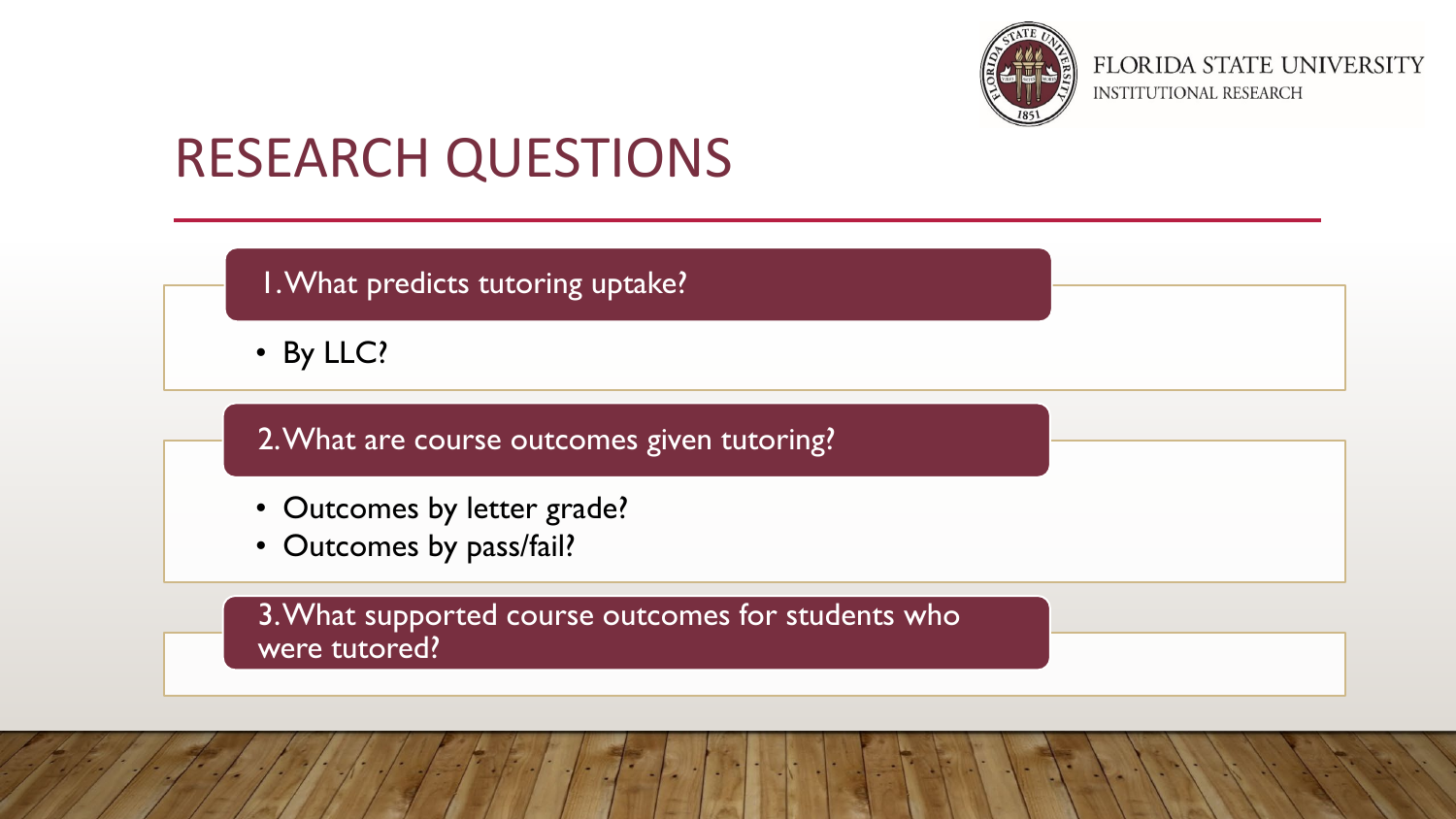# RESEARCH QUESTIONS

1. What predicts tutoring uptake?
   - By LLC?
2. What are course outcomes given tutoring?
   - Outcomes by letter grade?
   - Outcomes by pass/fail?
3. What supported course outcomes for students who were tutored?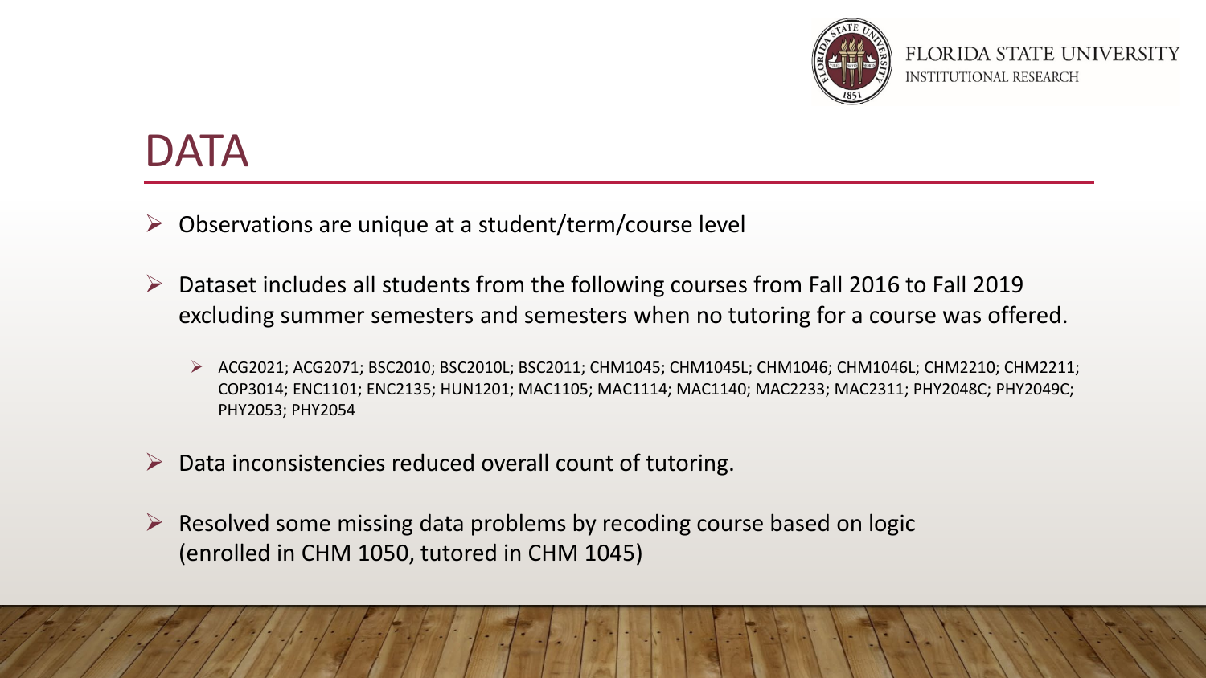# DATA

- Observations are unique at a student/term/course level
- Dataset includes all students from the following courses from Fall 2016 to Fall 2019 excluding summer semesters and semesters when no tutoring for a course was offered.
  - ACG2021; ACG2071; BSC2010; BSC2010L; BSC2011; CHM1045; CHM1045L; CHM1046; CHM1046L; CHM2210; CHM2211; COP3014; ENC1101; ENC2135; HUN1201; MAC1105; MAC1114; MAC1140; MAC2233; MAC2311; PHY2048C; PHY2049C; PHY2053; PHY2054
- Data inconsistencies reduced overall count of tutoring.
- Resolved some missing data problems by recoding course based on logic (enrolled in CHM 1050, tutored in CHM 1045)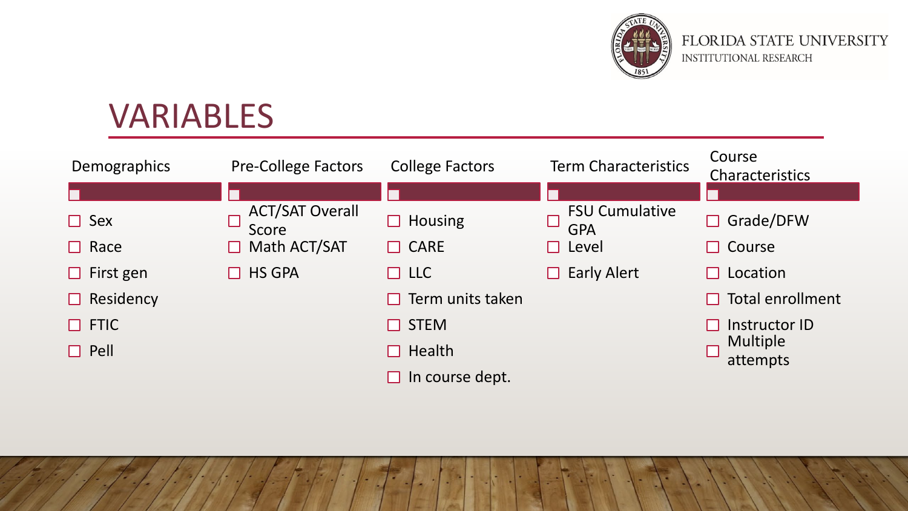# VARIABLES

| Demographics | Pre-College Factors | College Factors | Term Characteristics | Course Characteristics |
|---|---|---|---|---|
| ☐ Sex | ☐ ACT/SAT Overall Score | ☐ Housing | ☐ FSU Cumulative GPA | ☐ Grade/DFW |
| ☐ Race | ☐ Math ACT/SAT | ☐ CARE | ☐ Level | ☐ Course |
| ☐ First gen | ☐ HS GPA | ☐ LLC | ☐ Early Alert | ☐ Location |
| ☐ Residency | | ☐ Term units taken | | ☐ Total enrollment |
| ☐ FTIC | | ☐ STEM | | ☐ Instructor ID |
| ☐ Pell | | ☐ Health | | ☐ Multiple attempts |
| | | ☐ In course dept. | | |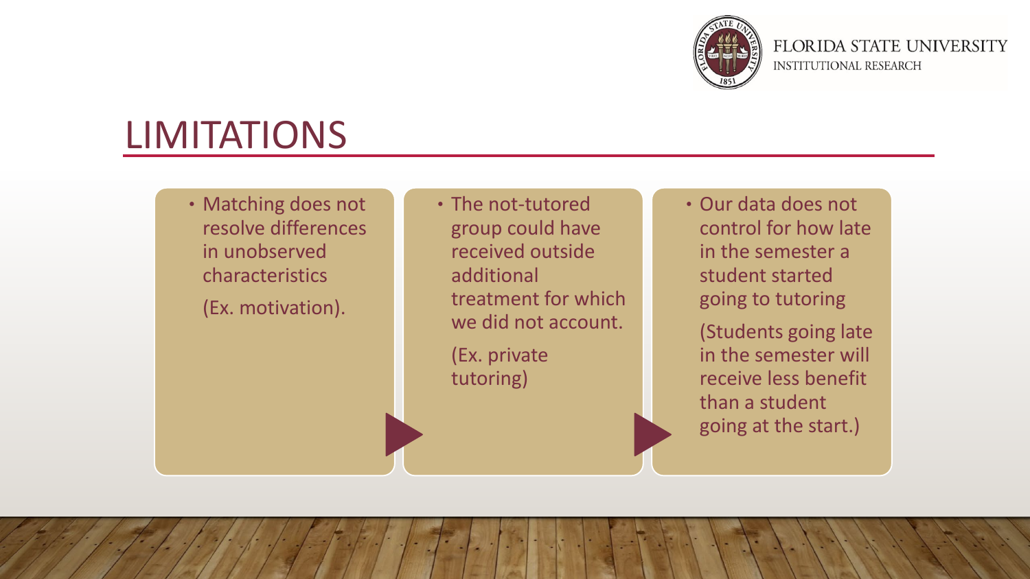# LIMITATIONS

- Matching does not resolve differences in unobserved characteristics

  (Ex. motivation).

- The not-tutored group could have received outside additional treatment for which we did not account.

  (Ex. private tutoring)

- Our data does not control for how late in the semester a student started going to tutoring

  (Students going late in the semester will receive less benefit than a student going at the start.)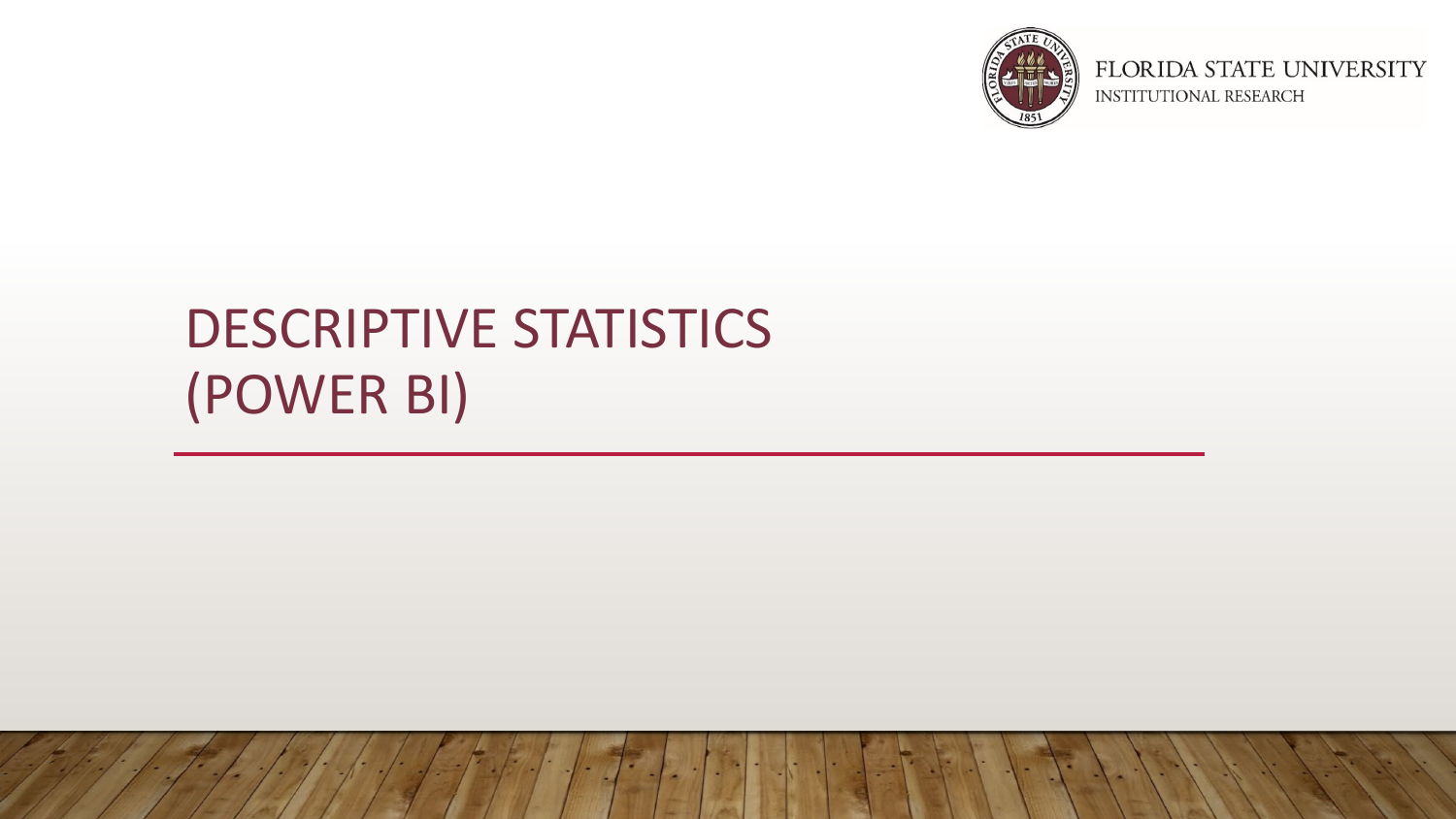# DESCRIPTIVE STATISTICS (POWER BI)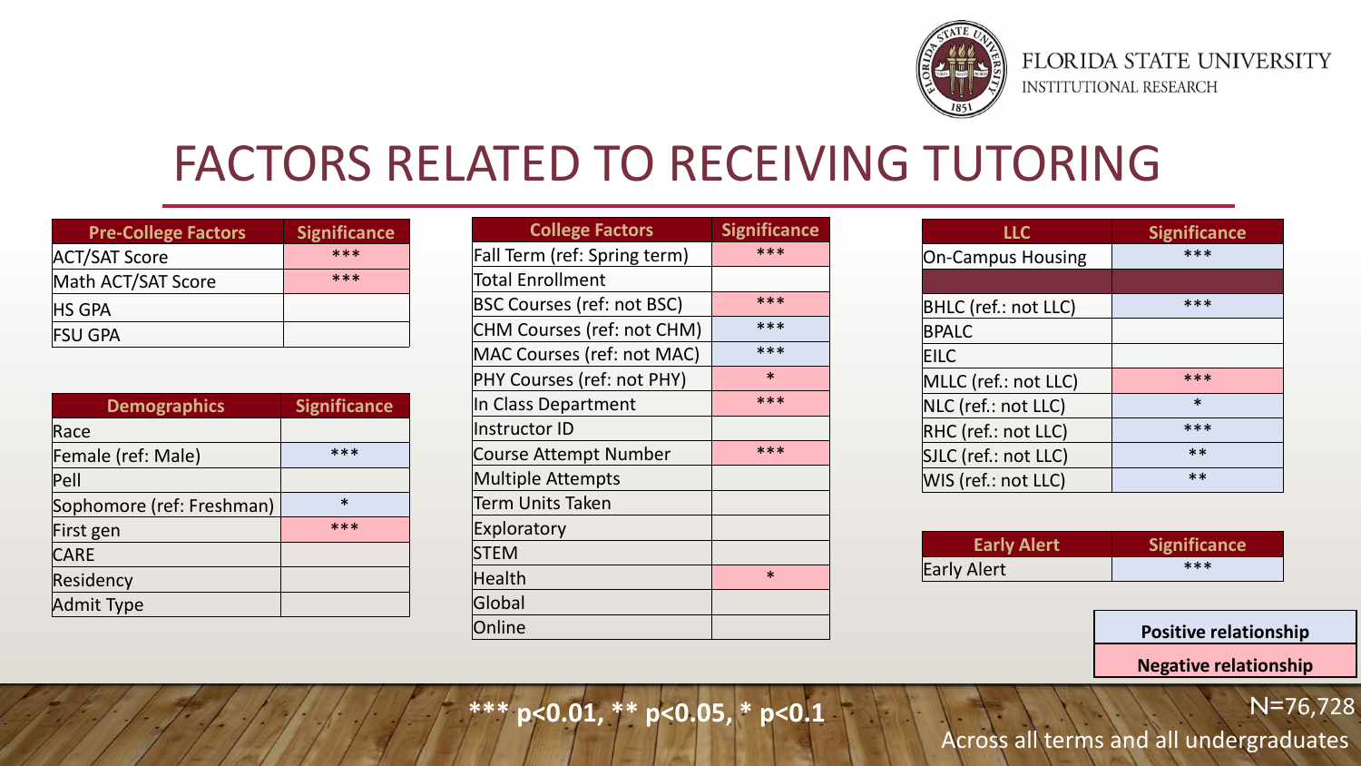# FACTORS RELATED TO RECEIVING TUTORING

| Pre-College Factors | Significance | Relationship |
|---|---|---|
| ACT/SAT Score | *** | Negative |
| Math ACT/SAT Score | *** | Negative |
| HS GPA | | |
| FSU GPA | | |

| Demographics | Significance | Relationship |
|---|---|---|
| Race | | |
| Female (ref: Male) | *** | Positive |
| Pell | | |
| Sophomore (ref: Freshman) | * | Positive |
| First gen | *** | Negative |
| CARE | | |
| Residency | | |
| Admit Type | | |

| College Factors | Significance | Relationship |
|---|---|---|
| Fall Term (ref: Spring term) | *** | Negative |
| Total Enrollment | | |
| BSC Courses (ref: not BSC) | *** | Negative |
| CHM Courses (ref: not CHM) | *** | Positive |
| MAC Courses (ref: not MAC) | *** | Positive |
| PHY Courses (ref: not PHY) | * | Negative |
| In Class Department | *** | Negative |
| Instructor ID | | |
| Course Attempt Number | *** | Negative |
| Multiple Attempts | | |
| Term Units Taken | | |
| Exploratory | | |
| STEM | | |
| Health | * | Negative |
| Global | | |
| Online | | |

| LLC | Significance | Relationship |
|---|---|---|
| On-Campus Housing | *** | Positive |
| | | |
| BHLC (ref.: not LLC) | *** | Positive |
| BPALC | | |
| EILC | | |
| MLLC (ref.: not LLC) | *** | Negative |
| NLC (ref.: not LLC) | * | Positive |
| RHC (ref.: not LLC) | *** | Positive |
| SJLC (ref.: not LLC) | ** | Positive |
| WIS (ref.: not LLC) | ** | Positive |

| Early Alert | Significance | Relationship |
|---|---|---|
| Early Alert | *** | Positive |

**Positive relationship**

**Negative relationship**

**\*** p<0.01, ** p<0.05, * p<0.1**

N=76,728

Across all terms and all undergraduates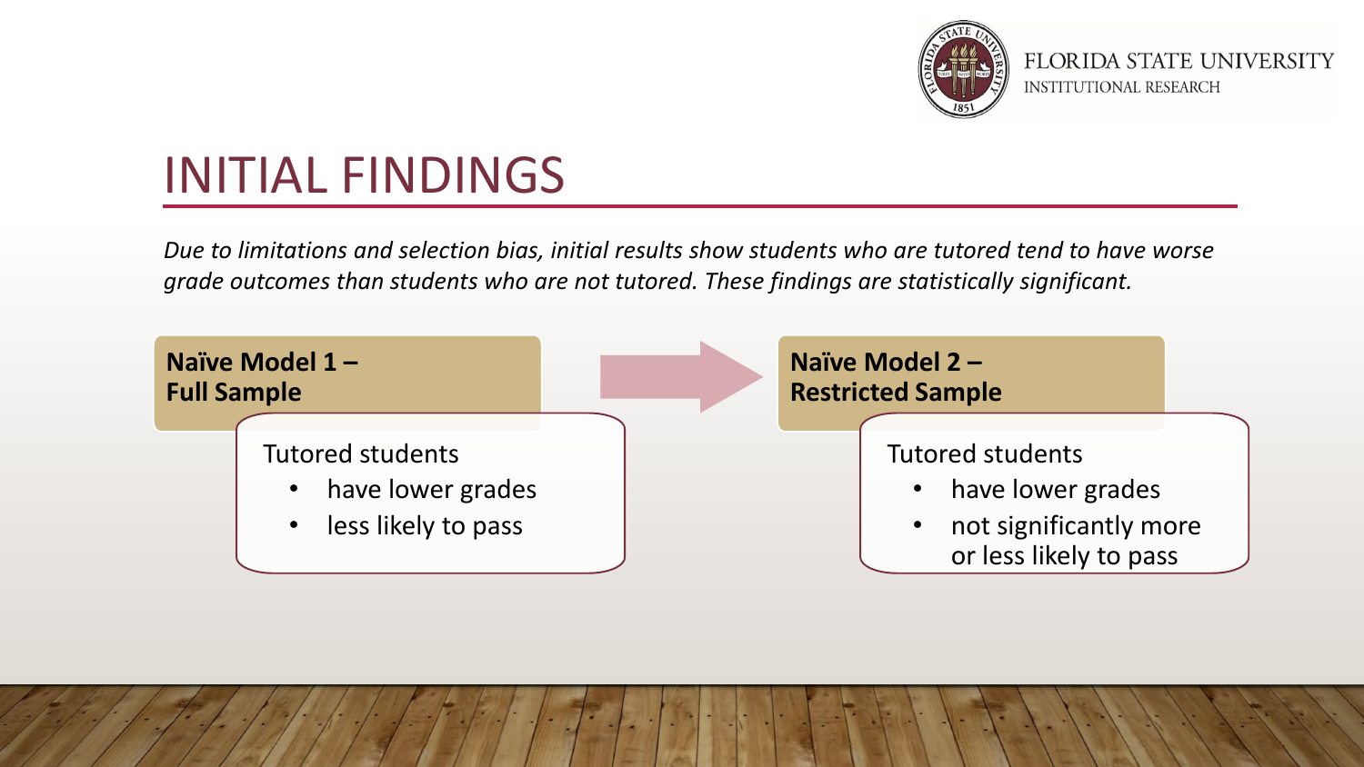# INITIAL FINDINGS

*Due to limitations and selection bias, initial results show students who are tutored tend to have worse grade outcomes than students who are not tutored. These findings are statistically significant.*

**Naïve Model 1 – Full Sample**

Tutored students

- have lower grades
- less likely to pass

**Naïve Model 2 – Restricted Sample**

Tutored students

- have lower grades
- not significantly more or less likely to pass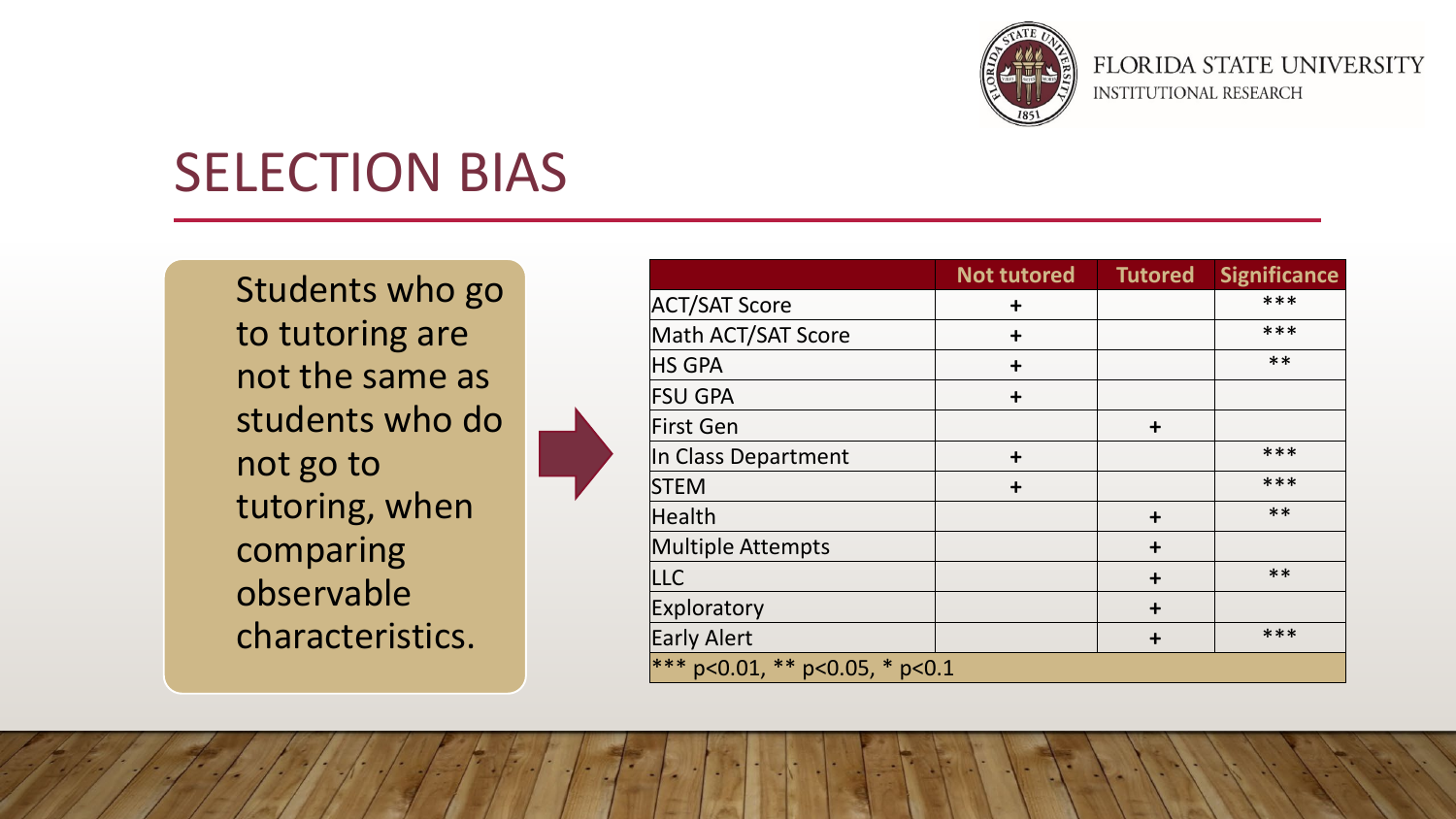# SELECTION BIAS

Students who go to tutoring are not the same as students who do not go to tutoring, when comparing observable characteristics.

| | Not tutored | Tutored | Significance |
|---|---|---|---|
| ACT/SAT Score | + | | *** |
| Math ACT/SAT Score | + | | *** |
| HS GPA | + | | ** |
| FSU GPA | + | | |
| First Gen | | + | |
| In Class Department | + | | *** |
| STEM | + | | *** |
| Health | | + | ** |
| Multiple Attempts | | + | |
| LLC | | + | ** |
| Exploratory | | + | |
| Early Alert | | + | *** |
| *** p<0.01, ** p<0.05, * p<0.1 | | | |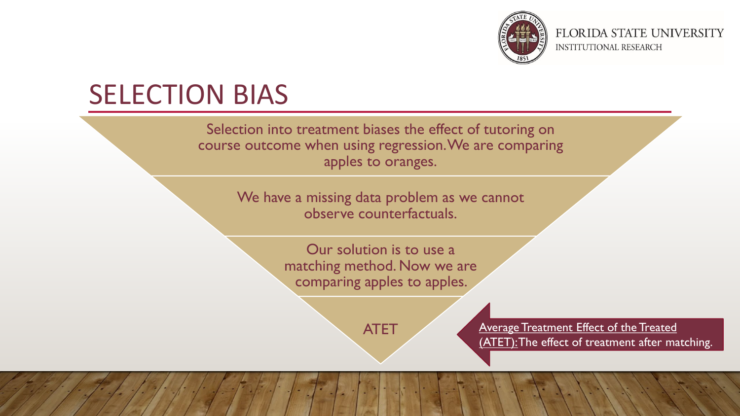# SELECTION BIAS

Selection into treatment biases the effect of tutoring on course outcome when using regression. We are comparing apples to oranges.

We have a missing data problem as we cannot observe counterfactuals.

Our solution is to use a matching method. Now we are comparing apples to apples.

ATET

Average Treatment Effect of the Treated (ATET): The effect of treatment after matching.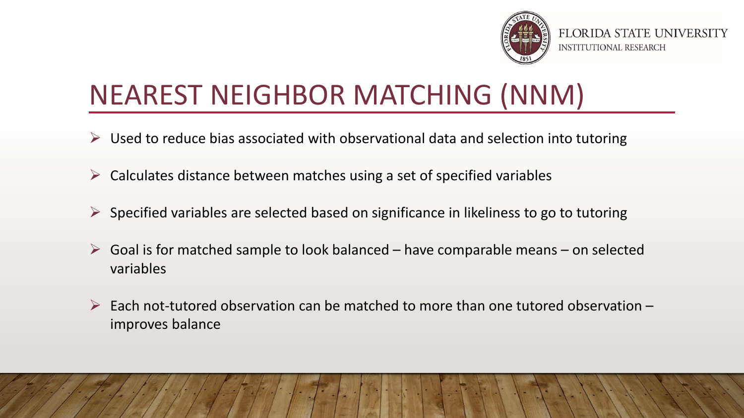# NEAREST NEIGHBOR MATCHING (NNM)

- Used to reduce bias associated with observational data and selection into tutoring
- Calculates distance between matches using a set of specified variables
- Specified variables are selected based on significance in likeliness to go to tutoring
- Goal is for matched sample to look balanced – have comparable means – on selected variables
- Each not-tutored observation can be matched to more than one tutored observation – improves balance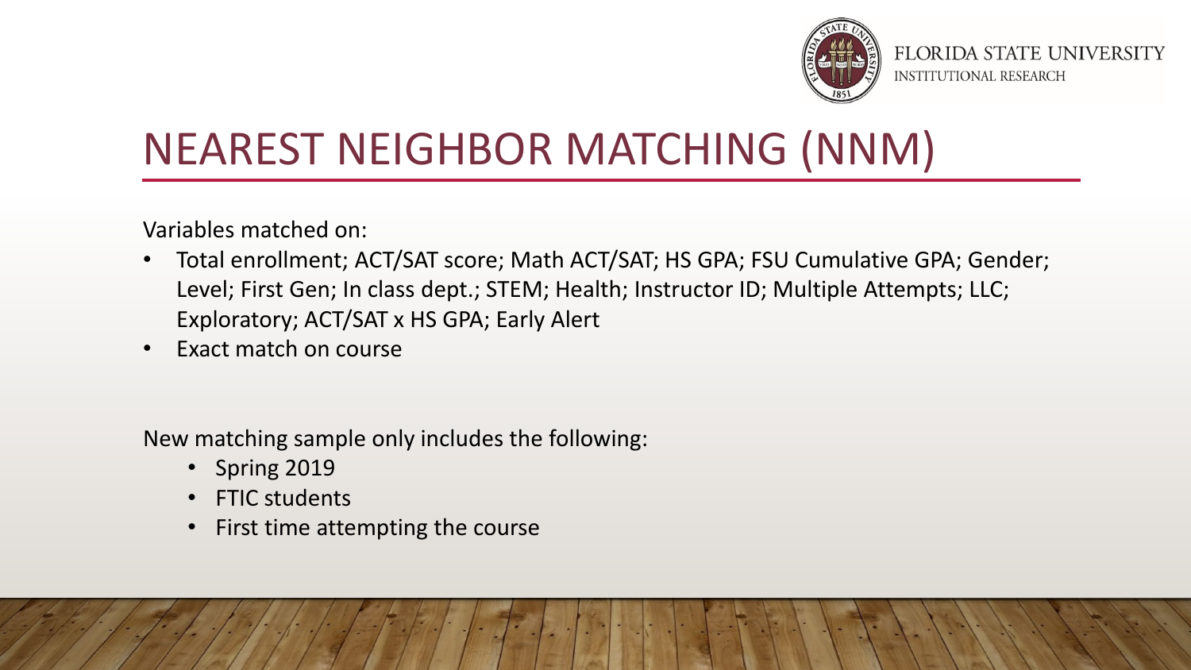# NEAREST NEIGHBOR MATCHING (NNM)

Variables matched on:

- Total enrollment; ACT/SAT score; Math ACT/SAT; HS GPA; FSU Cumulative GPA; Gender; Level; First Gen; In class dept.; STEM; Health; Instructor ID; Multiple Attempts; LLC; Exploratory; ACT/SAT x HS GPA; Early Alert
- Exact match on course

New matching sample only includes the following:

- Spring 2019
- FTIC students
- First time attempting the course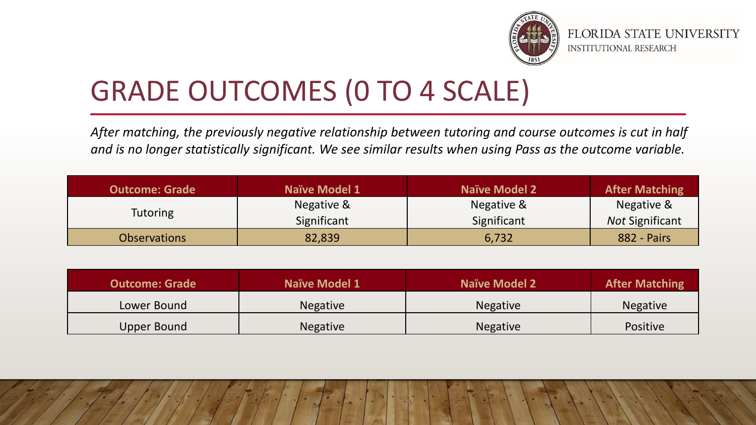# GRADE OUTCOMES (0 TO 4 SCALE)

*After matching, the previously negative relationship between tutoring and course outcomes is cut in half and is no longer statistically significant. We see similar results when using Pass as the outcome variable.*

| Outcome: Grade | Naïve Model 1 | Naïve Model 2 | After Matching |
|---|---|---|---|
| Tutoring | Negative & Significant | Negative & Significant | Negative & *Not* Significant |
| Observations | 82,839 | 6,732 | 882 - Pairs |

| Outcome: Grade | Naïve Model 1 | Naïve Model 2 | After Matching |
|---|---|---|---|
| Lower Bound | Negative | Negative | Negative |
| Upper Bound | Negative | Negative | Positive |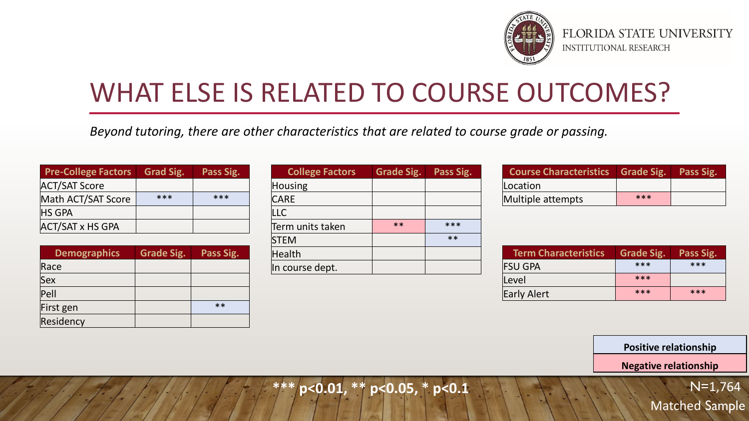# WHAT ELSE IS RELATED TO COURSE OUTCOMES?

*Beyond tutoring, there are other characteristics that are related to course grade or passing.*

| Pre-College Factors | Grad Sig. | Pass Sig. |
|---|---|---|
| ACT/SAT Score | | |
| Math ACT/SAT Score | *** | *** |
| HS GPA | | |
| ACT/SAT x HS GPA | | |

| Demographics | Grade Sig. | Pass Sig. |
|---|---|---|
| Race | | |
| Sex | | |
| Pell | | |
| First gen | | ** |
| Residency | | |

| College Factors | Grade Sig. | Pass Sig. |
|---|---|---|
| Housing | | |
| CARE | | |
| LLC | | |
| Term units taken | ** | *** |
| STEM | | ** |
| Health | | |
| In course dept. | | |

| Course Characteristics | Grade Sig. | Pass Sig. |
|---|---|---|
| Location | | |
| Multiple attempts | *** | |

| Term Characteristics | Grade Sig. | Pass Sig. |
|---|---|---|
| FSU GPA | *** | *** |
| Level | *** | |
| Early Alert | *** | *** |

**Positive relationship**

**Negative relationship**

**\*\*\* p<0.01, \*\* p<0.05, \* p<0.1**

N=1,764
Matched Sample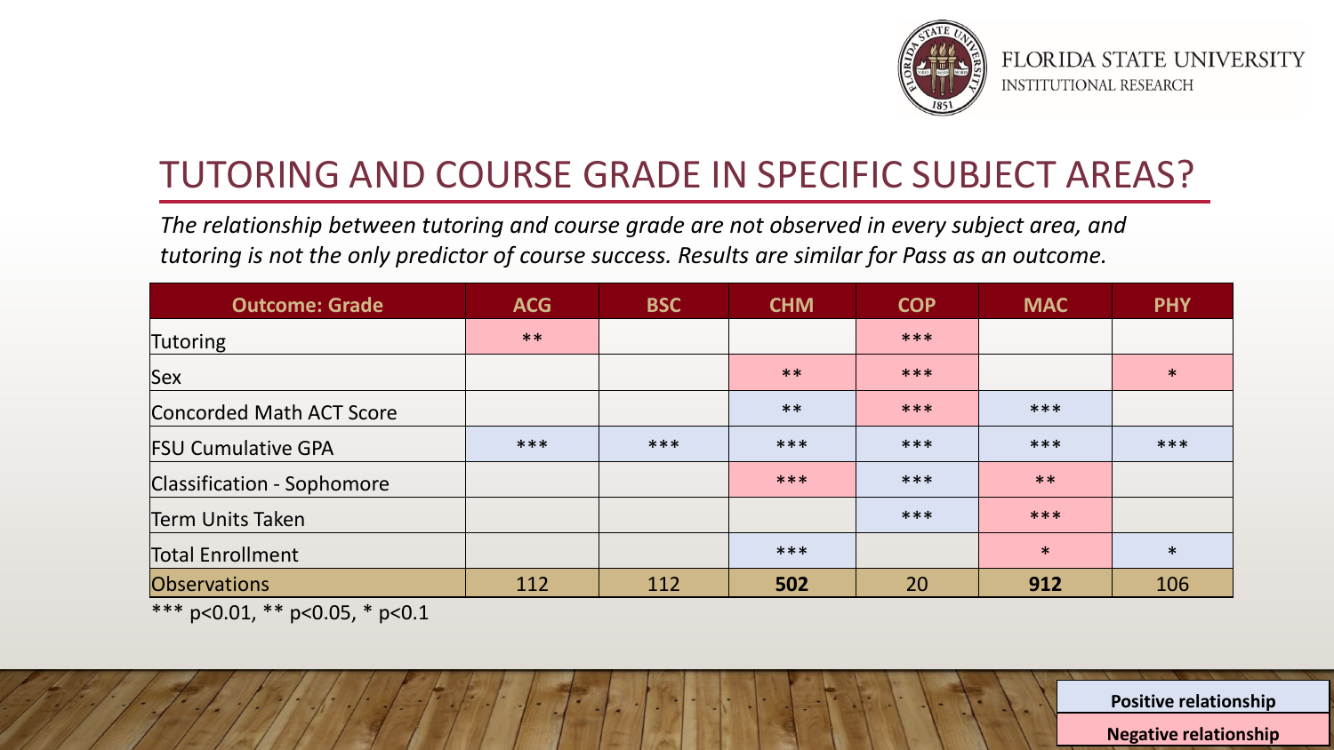# TUTORING AND COURSE GRADE IN SPECIFIC SUBJECT AREAS?

*The relationship between tutoring and course grade are not observed in every subject area, and tutoring is not the only predictor of course success. Results are similar for Pass as an outcome.*

| Outcome: Grade | ACG | BSC | CHM | COP | MAC | PHY |
|---|---|---|---|---|---|---|
| Tutoring | ** | | | *** | | |
| Sex | | | ** | *** | | * |
| Concorded Math ACT Score | | | ** | *** | *** | |
| FSU Cumulative GPA | *** | *** | *** | *** | *** | *** |
| Classification - Sophomore | | | *** | *** | ** | |
| Term Units Taken | | | | *** | *** | |
| Total Enrollment | | | *** | | * | * |
| Observations | 112 | 112 | **502** | 20 | **912** | 106 |

*** p<0.01, ** p<0.05, * p<0.1

**Positive relationship**

**Negative relationship**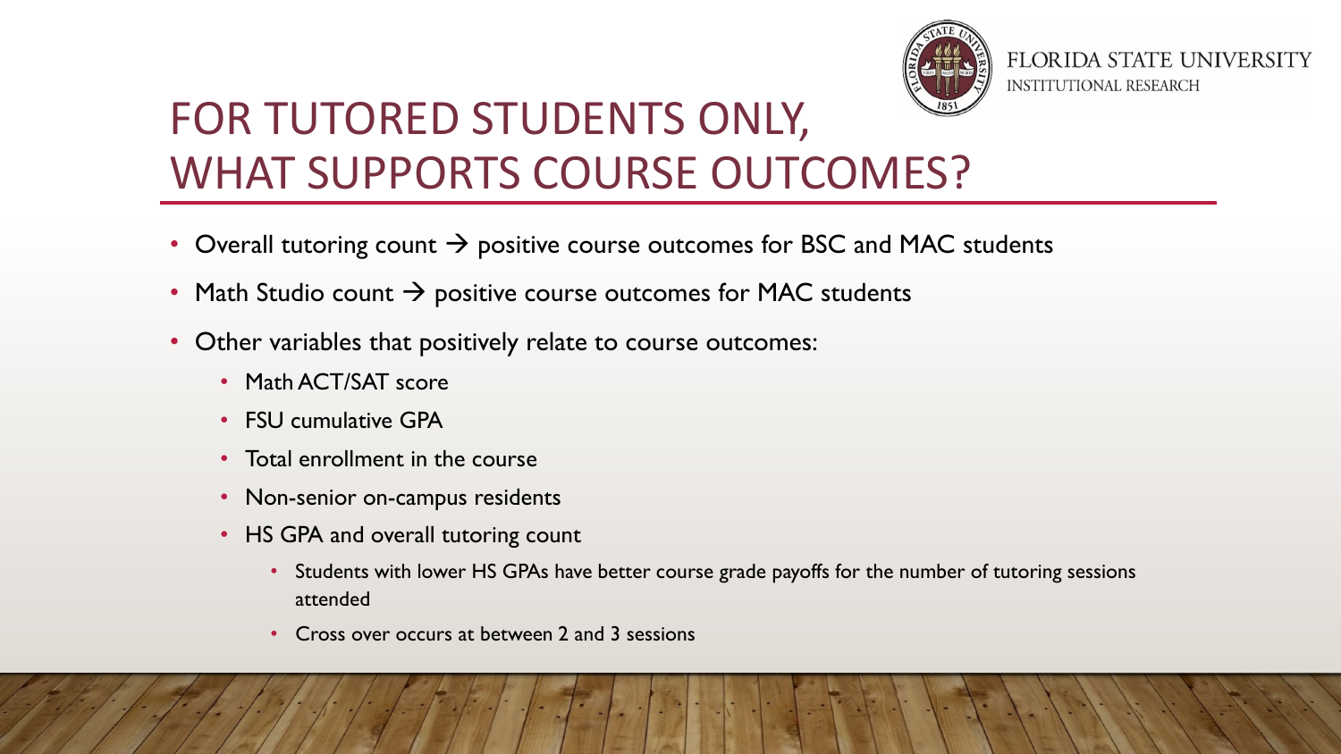# FOR TUTORED STUDENTS ONLY, WHAT SUPPORTS COURSE OUTCOMES?

- Overall tutoring count → positive course outcomes for BSC and MAC students
- Math Studio count → positive course outcomes for MAC students
- Other variables that positively relate to course outcomes:
  - Math ACT/SAT score
  - FSU cumulative GPA
  - Total enrollment in the course
  - Non-senior on-campus residents
  - HS GPA and overall tutoring count
    - Students with lower HS GPAs have better course grade payoffs for the number of tutoring sessions attended
    - Cross over occurs at between 2 and 3 sessions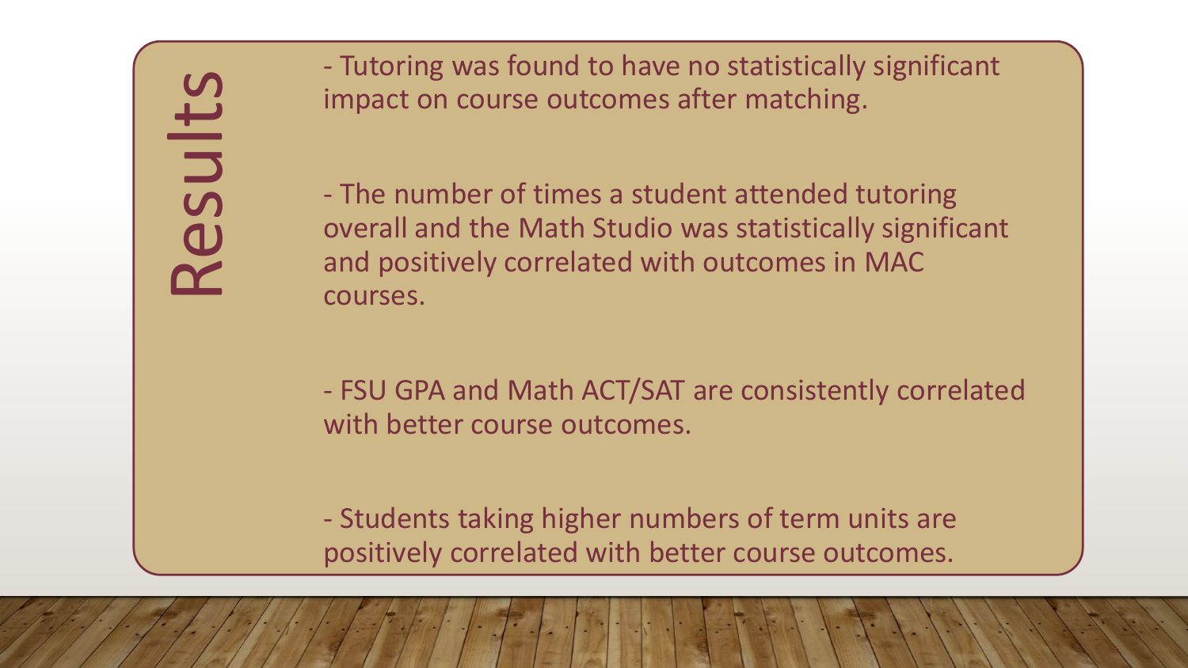# Results

- Tutoring was found to have no statistically significant impact on course outcomes after matching.

- The number of times a student attended tutoring overall and the Math Studio was statistically significant and positively correlated with outcomes in MAC courses.

- FSU GPA and Math ACT/SAT are consistently correlated with better course outcomes.

- Students taking higher numbers of term units are positively correlated with better course outcomes.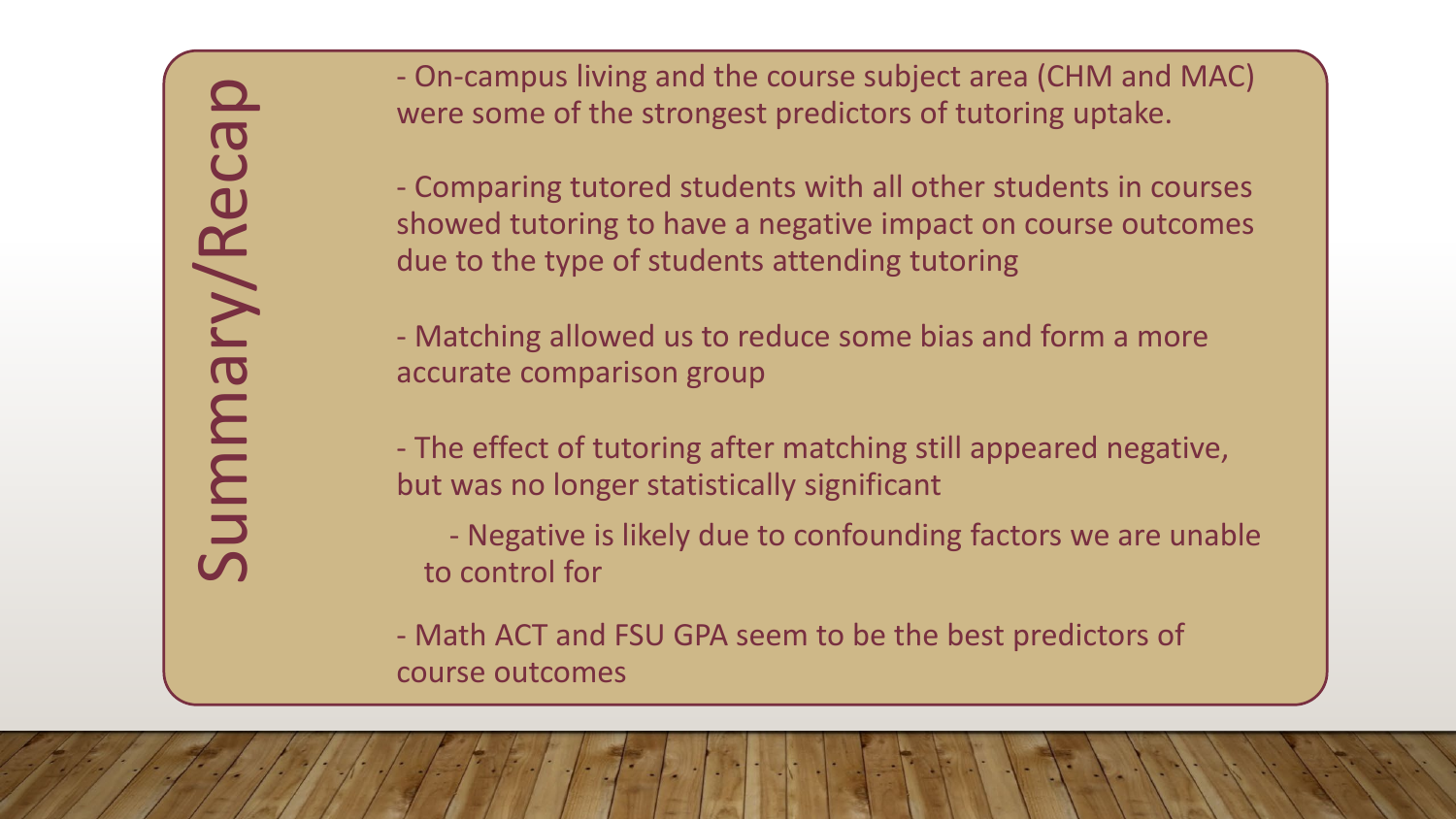# Summary/Recap

- On-campus living and the course subject area (CHM and MAC) were some of the strongest predictors of tutoring uptake.

- Comparing tutored students with all other students in courses showed tutoring to have a negative impact on course outcomes due to the type of students attending tutoring

- Matching allowed us to reduce some bias and form a more accurate comparison group

- The effect of tutoring after matching still appeared negative, but was no longer statistically significant
    - Negative is likely due to confounding factors we are unable to control for

- Math ACT and FSU GPA seem to be the best predictors of course outcomes